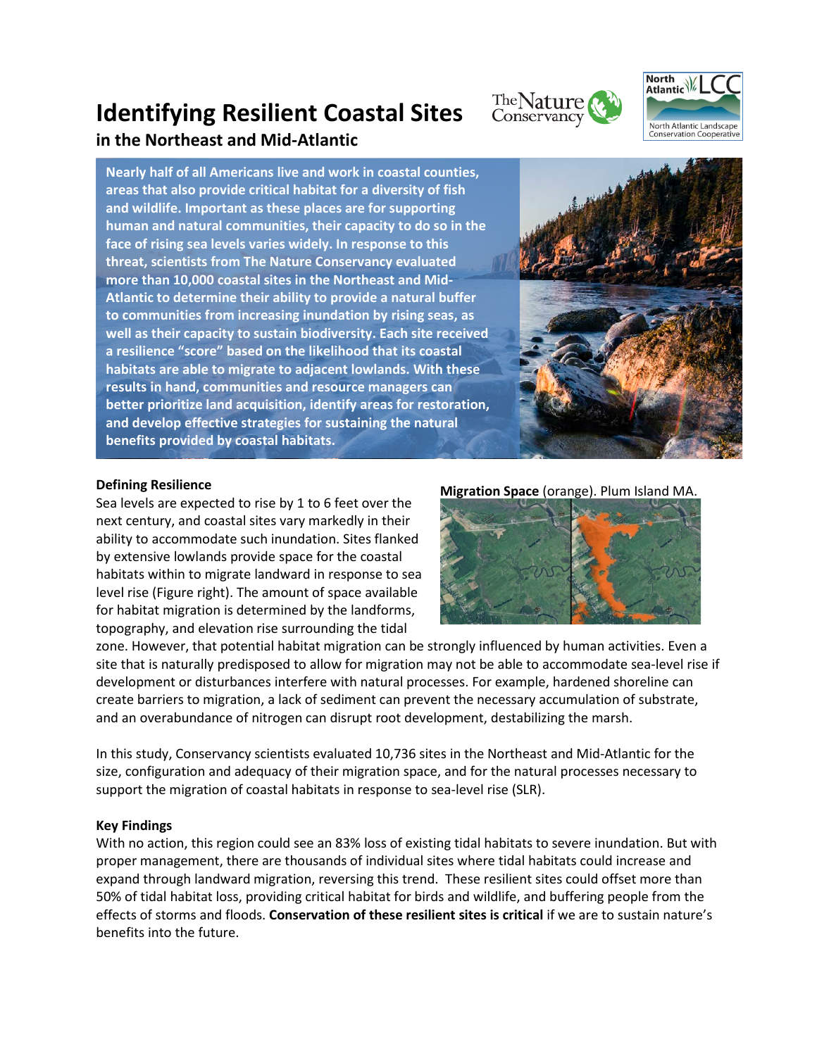# Identifying Resilient Coastal Sites

## in the Northeast and Mid-Atlantic

**Nearly half of all Americans live and work in coastal counties, areas that also provide critical habitat for a diversity of fish and wildlife. Important as these places are for supporting human and natural communities, their capacity to do so in the face of rising sea levels varies widely. In response to this threat, scientists from The Nature Conservancy evaluated more than 10,000 coastal sites in the Northeast and Mid-Atlantic to determine their ability to provide a natural buffer to communities from increasing inundation by rising seas, as well as their capacity to sustain biodiversity. Each site received a resilience "score" based on the likelihood that its coastal habitats are able to migrate to adjacent lowlands. With these results in hand, communities and resource managers can better prioritize land acquisition, identify areas for restoration, and develop effective strategies for sustaining the natural benefits provided by coastal habitats.**

**Defining Resilience**

Sea levels are expected to rise by 1 to 6 feet over the next century, and coastal sites vary markedly in their ability to accommodate such inundation. Sites flanked by extensive lowlands provide space for the coastal habitats within to migrate landward in response to sea level rise (Figure right). The amount of space available for habitat migration is determined by the landforms, topography, and elevation rise surrounding the tidal zone. However, that potential habitat migration can be strongly influenced by human activities. Even a site that is naturally predisposed to allow for migration may not be able to accommodate sea-level rise if development or disturbances interfere with natural processes. For example, hardened shoreline can create barriers to migration, a lack of sediment can prevent the necessary accumulation of substrate, and an overabundance of nitrogen can disrupt root development, destabilizing the marsh.

**Migration Space** (orange). Plum Island MA.

In this study, Conservancy scientists evaluated 10,736 sites in the Northeast and Mid-Atlantic for the size, configuration and adequacy of their migration space, and for the natural processes necessary to support the migration of coastal habitats in response to sea-level rise (SLR).

**Key Findings**

With no action, this region could see an 83% loss of existing tidal habitats to severe inundation. But with proper management, there are thousands of individual sites where tidal habitats could increase and expand through landward migration, reversing this trend. These resilient sites could offset more than 50% of tidal habitat loss, providing critical habitat for birds and wildlife, and buffering people from the effects of storms and floods. **Conservation of these resilient sites is critical** if we are to sustain nature's benefits into the future.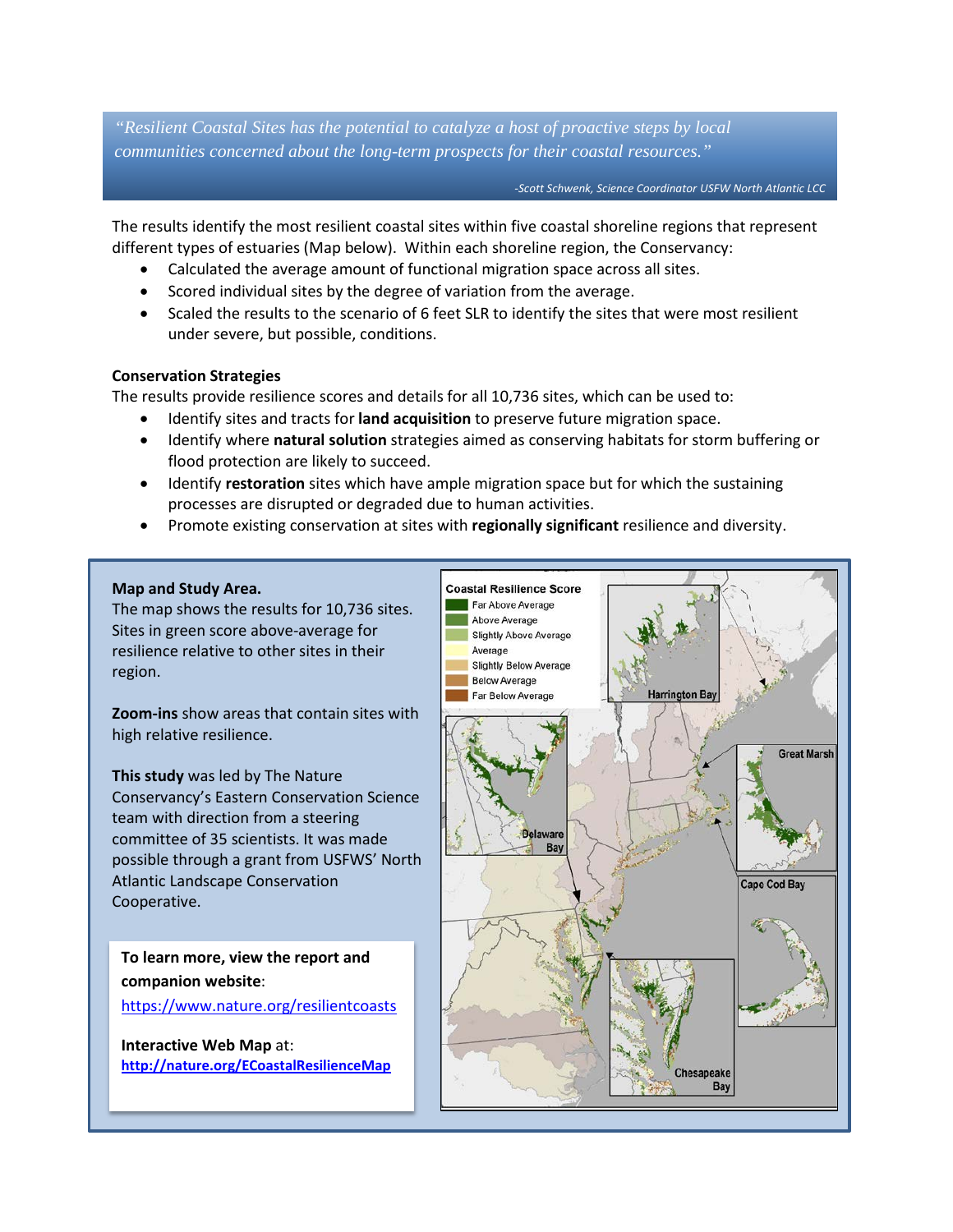> *"Resilient Coastal Sites has the potential to catalyze a host of proactive steps by local communities concerned about the long-term prospects for their coastal resources."*
>
> *-Scott Schwenk, Science Coordinator USFW North Atlantic LCC*

The results identify the most resilient coastal sites within five coastal shoreline regions that represent different types of estuaries (Map below). Within each shoreline region, the Conservancy:

- Calculated the average amount of functional migration space across all sites.
- Scored individual sites by the degree of variation from the average.
- Scaled the results to the scenario of 6 feet SLR to identify the sites that were most resilient under severe, but possible, conditions.

**Conservation Strategies**

The results provide resilience scores and details for all 10,736 sites, which can be used to:

- Identify sites and tracts for **land acquisition** to preserve future migration space.
- Identify where **natural solution** strategies aimed as conserving habitats for storm buffering or flood protection are likely to succeed.
- Identify **restoration** sites which have ample migration space but for which the sustaining processes are disrupted or degraded due to human activities.
- Promote existing conservation at sites with **regionally significant** resilience and diversity.

**Map and Study Area.**
The map shows the results for 10,736 sites. Sites in green score above-average for resilience relative to other sites in their region.

**Zoom-ins** show areas that contain sites with high relative resilience.

**This study** was led by The Nature Conservancy's Eastern Conservation Science team with direction from a steering committee of 35 scientists. It was made possible through a grant from USFWS' North Atlantic Landscape Conservation Cooperative.

**To learn more, view the report and companion website**:
https://www.nature.org/resilientcoasts

**Interactive Web Map** at:
**http://nature.org/ECoastalResilienceMap**

Coastal Resilience Score
Far Above Average
Above Average
Slightly Above Average
Average
Slightly Below Average
Below Average
Far Below Average

Harrington Bay
Great Marsh
Delaware Bay
Cape Cod Bay
Chesapeake Bay